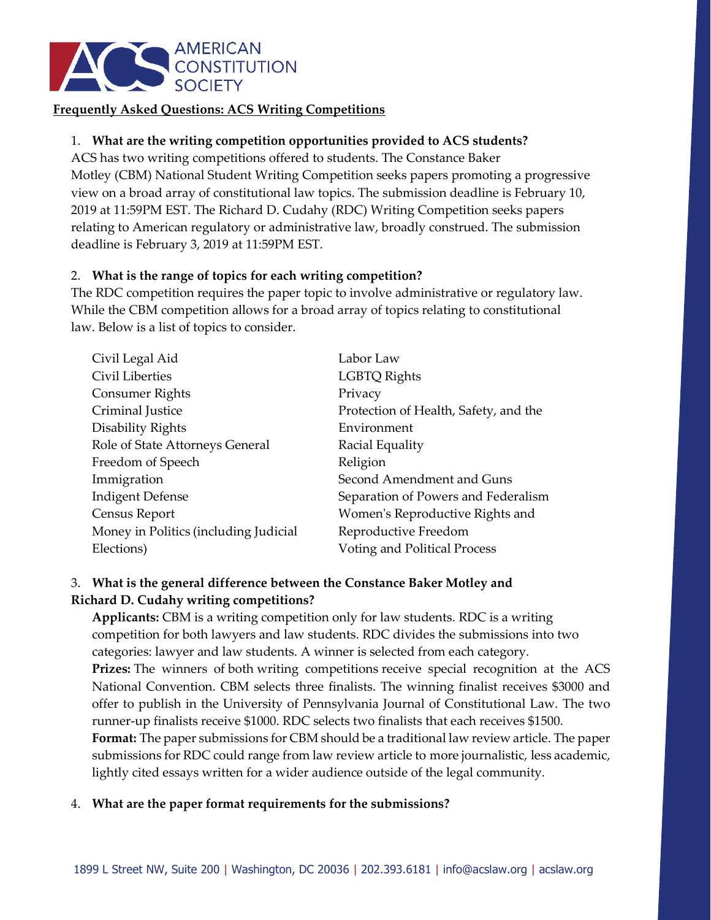AMERICAN CONSTITUTION SOCIETY

**Frequently Asked Questions: ACS Writing Competitions**

1. **What are the writing competition opportunities provided to ACS students?**

ACS has two writing competitions offered to students. The Constance Baker Motley (CBM) National Student Writing Competition seeks papers promoting a progressive view on a broad array of constitutional law topics. The submission deadline is February 10, 2019 at 11:59PM EST. The Richard D. Cudahy (RDC) Writing Competition seeks papers relating to American regulatory or administrative law, broadly construed. The submission deadline is February 3, 2019 at 11:59PM EST.

2. **What is the range of topics for each writing competition?**

The RDC competition requires the paper topic to involve administrative or regulatory law. While the CBM competition allows for a broad array of topics relating to constitutional law. Below is a list of topics to consider.

- Civil Legal Aid
- Civil Liberties
- Consumer Rights
- Criminal Justice
- Disability Rights
- Role of State Attorneys General
- Freedom of Speech
- Immigration
- Indigent Defense
- Census Report
- Money in Politics (including Judicial Elections)
- Labor Law
- LGBTQ Rights
- Privacy
- Protection of Health, Safety, and the Environment
- Racial Equality
- Religion
- Second Amendment and Guns
- Separation of Powers and Federalism
- Women's Reproductive Rights and Reproductive Freedom
- Voting and Political Process

3. **What is the general difference between the Constance Baker Motley and Richard D. Cudahy writing competitions?**

**Applicants:** CBM is a writing competition only for law students. RDC is a writing competition for both lawyers and law students. RDC divides the submissions into two categories: lawyer and law students. A winner is selected from each category.

**Prizes:** The winners of both writing competitions receive special recognition at the ACS National Convention. CBM selects three finalists. The winning finalist receives $3000 and offer to publish in the University of Pennsylvania Journal of Constitutional Law. The two runner-up finalists receive $1000. RDC selects two finalists that each receives $1500.

**Format:** The paper submissions for CBM should be a traditional law review article. The paper submissions for RDC could range from law review article to more journalistic, less academic, lightly cited essays written for a wider audience outside of the legal community.

4. **What are the paper format requirements for the submissions?**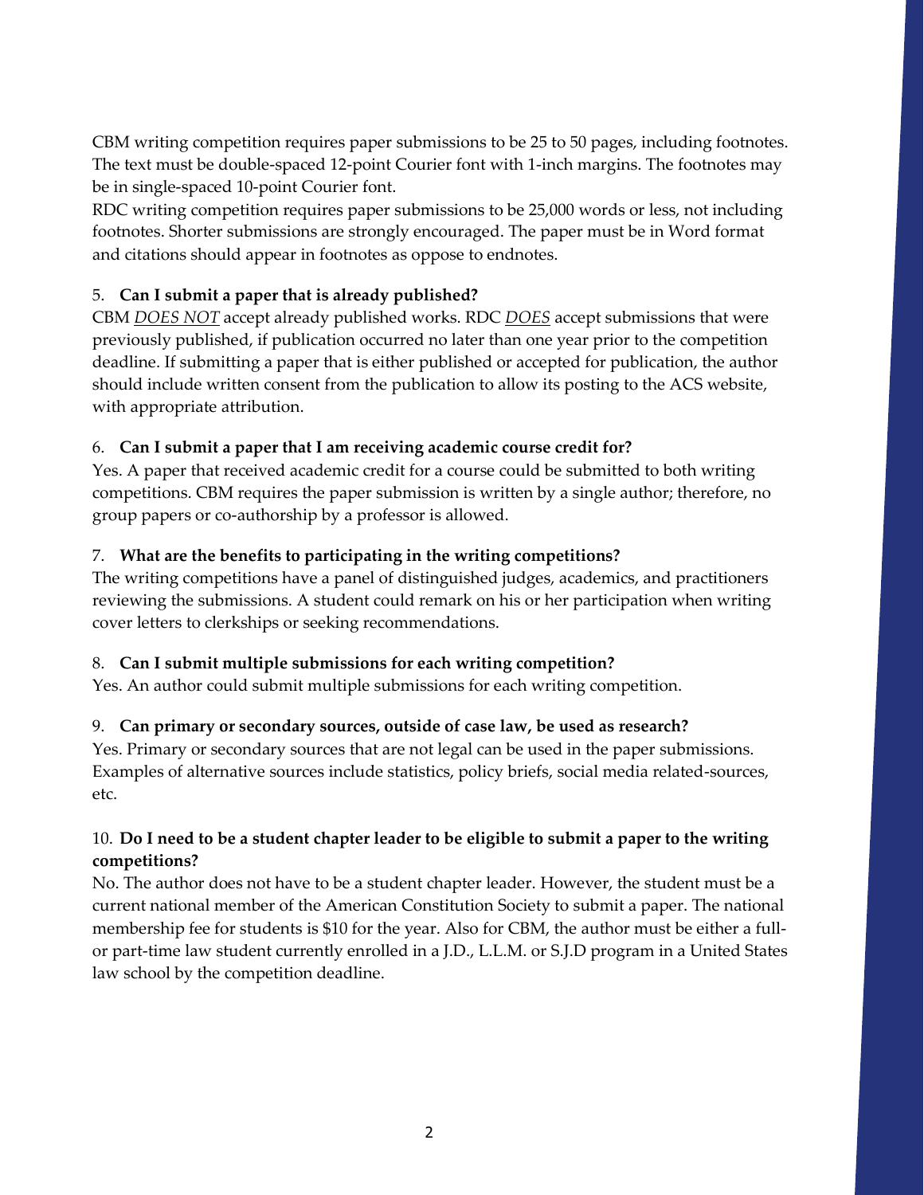CBM writing competition requires paper submissions to be 25 to 50 pages, including footnotes. The text must be double-spaced 12-point Courier font with 1-inch margins. The footnotes may be in single-spaced 10-point Courier font.

RDC writing competition requires paper submissions to be 25,000 words or less, not including footnotes. Shorter submissions are strongly encouraged. The paper must be in Word format and citations should appear in footnotes as oppose to endnotes.

5. **Can I submit a paper that is already published?**

CBM ***DOES NOT*** accept already published works. RDC ***DOES*** accept submissions that were previously published, if publication occurred no later than one year prior to the competition deadline. If submitting a paper that is either published or accepted for publication, the author should include written consent from the publication to allow its posting to the ACS website, with appropriate attribution.

6. **Can I submit a paper that I am receiving academic course credit for?**

Yes. A paper that received academic credit for a course could be submitted to both writing competitions. CBM requires the paper submission is written by a single author; therefore, no group papers or co-authorship by a professor is allowed.

7. **What are the benefits to participating in the writing competitions?**

The writing competitions have a panel of distinguished judges, academics, and practitioners reviewing the submissions. A student could remark on his or her participation when writing cover letters to clerkships or seeking recommendations.

8. **Can I submit multiple submissions for each writing competition?**

Yes. An author could submit multiple submissions for each writing competition.

9. **Can primary or secondary sources, outside of case law, be used as research?**

Yes. Primary or secondary sources that are not legal can be used in the paper submissions. Examples of alternative sources include statistics, policy briefs, social media related-sources, etc.

10. **Do I need to be a student chapter leader to be eligible to submit a paper to the writing competitions?**

No. The author does not have to be a student chapter leader. However, the student must be a current national member of the American Constitution Society to submit a paper. The national membership fee for students is $10 for the year. Also for CBM, the author must be either a full- or part-time law student currently enrolled in a J.D., L.L.M. or S.J.D program in a United States law school by the competition deadline.